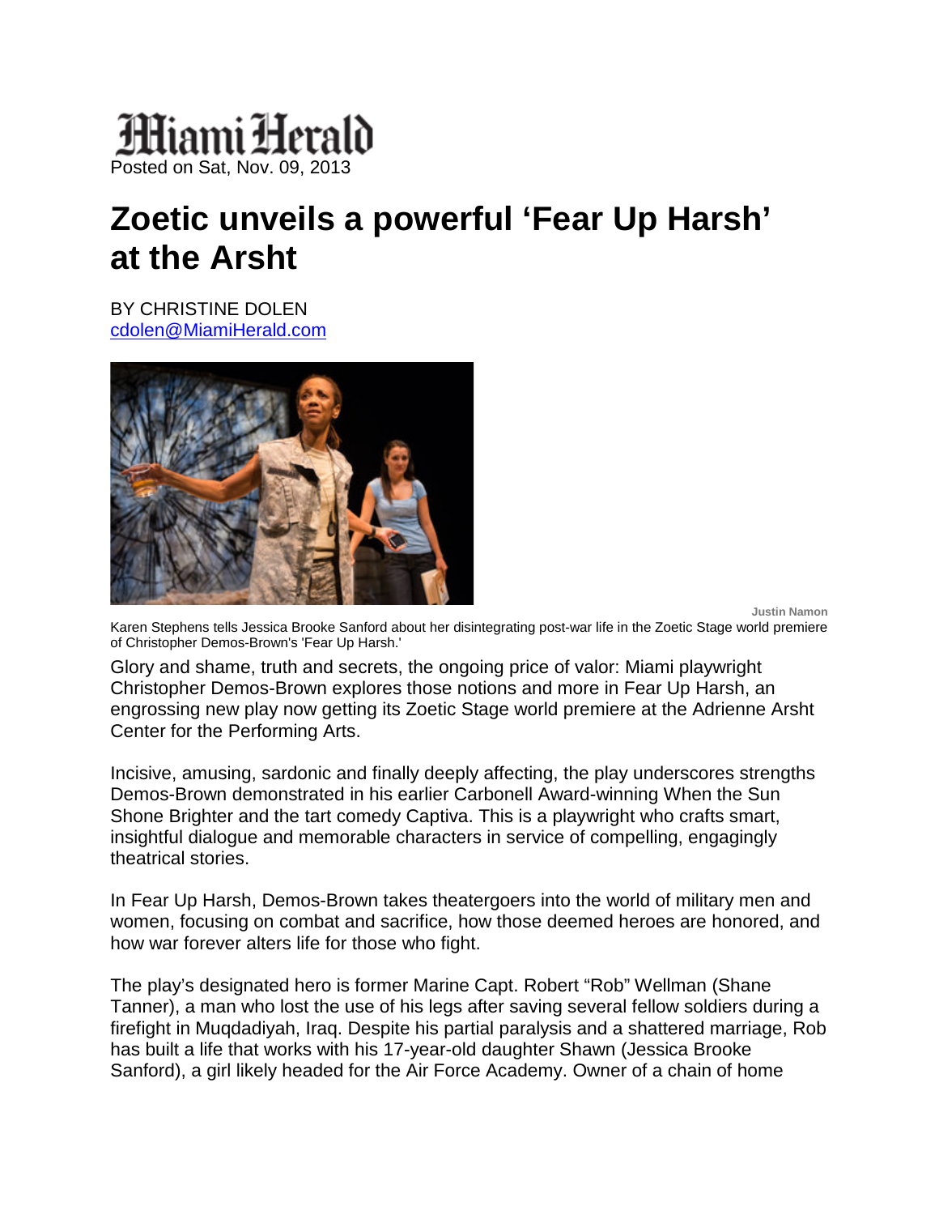Miami Herald

Posted on Sat, Nov. 09, 2013

# Zoetic unveils a powerful 'Fear Up Harsh' at the Arsht

BY CHRISTINE DOLEN
cdolen@MiamiHerald.com

Justin Namon

Karen Stephens tells Jessica Brooke Sanford about her disintegrating post-war life in the Zoetic Stage world premiere of Christopher Demos-Brown's 'Fear Up Harsh.'

Glory and shame, truth and secrets, the ongoing price of valor: Miami playwright Christopher Demos-Brown explores those notions and more in Fear Up Harsh, an engrossing new play now getting its Zoetic Stage world premiere at the Adrienne Arsht Center for the Performing Arts.

Incisive, amusing, sardonic and finally deeply affecting, the play underscores strengths Demos-Brown demonstrated in his earlier Carbonell Award-winning When the Sun Shone Brighter and the tart comedy Captiva. This is a playwright who crafts smart, insightful dialogue and memorable characters in service of compelling, engagingly theatrical stories.

In Fear Up Harsh, Demos-Brown takes theatergoers into the world of military men and women, focusing on combat and sacrifice, how those deemed heroes are honored, and how war forever alters life for those who fight.

The play's designated hero is former Marine Capt. Robert "Rob" Wellman (Shane Tanner), a man who lost the use of his legs after saving several fellow soldiers during a firefight in Muqdadiyah, Iraq. Despite his partial paralysis and a shattered marriage, Rob has built a life that works with his 17-year-old daughter Shawn (Jessica Brooke Sanford), a girl likely headed for the Air Force Academy. Owner of a chain of home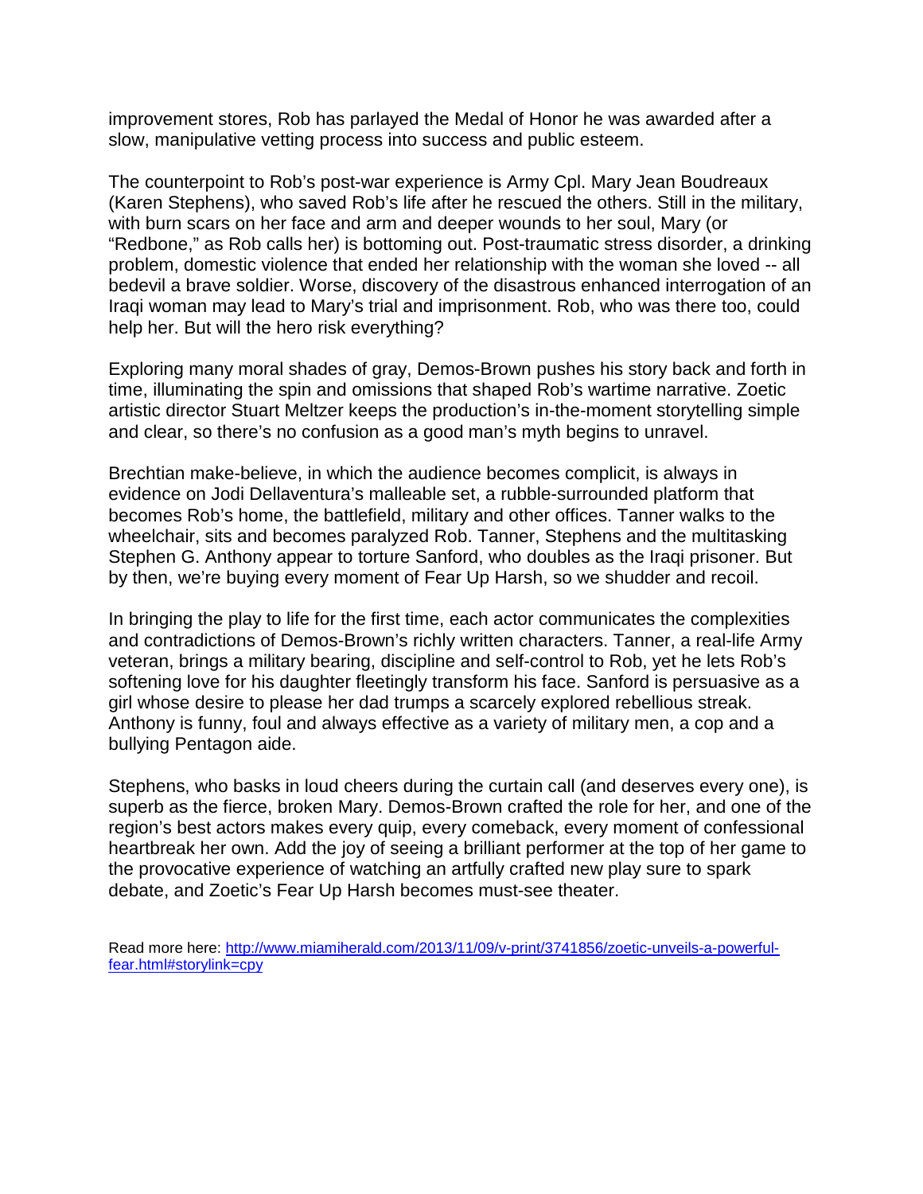improvement stores, Rob has parlayed the Medal of Honor he was awarded after a slow, manipulative vetting process into success and public esteem.

The counterpoint to Rob's post-war experience is Army Cpl. Mary Jean Boudreaux (Karen Stephens), who saved Rob's life after he rescued the others. Still in the military, with burn scars on her face and arm and deeper wounds to her soul, Mary (or "Redbone," as Rob calls her) is bottoming out. Post-traumatic stress disorder, a drinking problem, domestic violence that ended her relationship with the woman she loved -- all bedevil a brave soldier. Worse, discovery of the disastrous enhanced interrogation of an Iraqi woman may lead to Mary's trial and imprisonment. Rob, who was there too, could help her. But will the hero risk everything?

Exploring many moral shades of gray, Demos-Brown pushes his story back and forth in time, illuminating the spin and omissions that shaped Rob's wartime narrative. Zoetic artistic director Stuart Meltzer keeps the production's in-the-moment storytelling simple and clear, so there's no confusion as a good man's myth begins to unravel.

Brechtian make-believe, in which the audience becomes complicit, is always in evidence on Jodi Dellaventura's malleable set, a rubble-surrounded platform that becomes Rob's home, the battlefield, military and other offices. Tanner walks to the wheelchair, sits and becomes paralyzed Rob. Tanner, Stephens and the multitasking Stephen G. Anthony appear to torture Sanford, who doubles as the Iraqi prisoner. But by then, we're buying every moment of Fear Up Harsh, so we shudder and recoil.

In bringing the play to life for the first time, each actor communicates the complexities and contradictions of Demos-Brown's richly written characters. Tanner, a real-life Army veteran, brings a military bearing, discipline and self-control to Rob, yet he lets Rob's softening love for his daughter fleetingly transform his face. Sanford is persuasive as a girl whose desire to please her dad trumps a scarcely explored rebellious streak. Anthony is funny, foul and always effective as a variety of military men, a cop and a bullying Pentagon aide.

Stephens, who basks in loud cheers during the curtain call (and deserves every one), is superb as the fierce, broken Mary. Demos-Brown crafted the role for her, and one of the region's best actors makes every quip, every comeback, every moment of confessional heartbreak her own. Add the joy of seeing a brilliant performer at the top of her game to the provocative experience of watching an artfully crafted new play sure to spark debate, and Zoetic's Fear Up Harsh becomes must-see theater.

Read more here: [http://www.miamiherald.com/2013/11/09/v-print/3741856/zoetic-unveils-a-powerful-fear.html#storylink=cpy](http://www.miamiherald.com/2013/11/09/v-print/3741856/zoetic-unveils-a-powerful-fear.html#storylink=cpy)